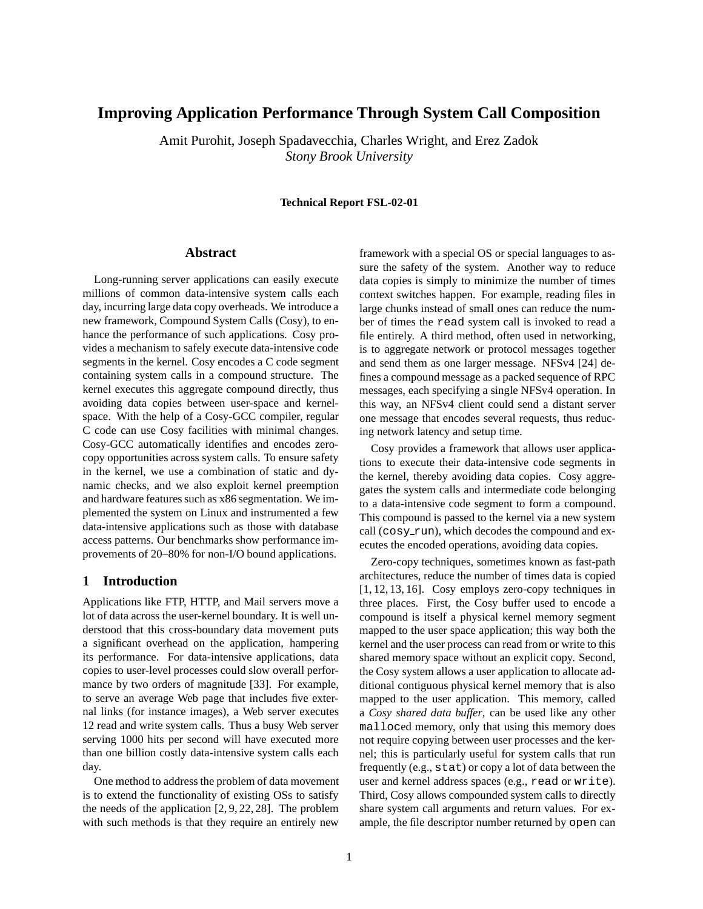# Improving Application Performance Through System Call Composition

Amit Purohit, Joseph Spadavecchia, Charles Wright, and Erez Zadok
*Stony Brook University*

**Technical Report FSL-02-01**

## Abstract

Long-running server applications can easily execute millions of common data-intensive system calls each day, incurring large data copy overheads. We introduce a new framework, Compound System Calls (Cosy), to enhance the performance of such applications. Cosy provides a mechanism to safely execute data-intensive code segments in the kernel. Cosy encodes a C code segment containing system calls in a compound structure. The kernel executes this aggregate compound directly, thus avoiding data copies between user-space and kernel-space. With the help of a Cosy-GCC compiler, regular C code can use Cosy facilities with minimal changes. Cosy-GCC automatically identifies and encodes zero-copy opportunities across system calls. To ensure safety in the kernel, we use a combination of static and dynamic checks, and we also exploit kernel preemption and hardware features such as x86 segmentation. We implemented the system on Linux and instrumented a few data-intensive applications such as those with database access patterns. Our benchmarks show performance improvements of 20–80% for non-I/O bound applications.

## 1 Introduction

Applications like FTP, HTTP, and Mail servers move a lot of data across the user-kernel boundary. It is well understood that this cross-boundary data movement puts a significant overhead on the application, hampering its performance. For data-intensive applications, data copies to user-level processes could slow overall performance by two orders of magnitude [33]. For example, to serve an average Web page that includes five external links (for instance images), a Web server executes 12 read and write system calls. Thus a busy Web server serving 1000 hits per second will have executed more than one billion costly data-intensive system calls each day.

One method to address the problem of data movement is to extend the functionality of existing OSs to satisfy the needs of the application [2, 9, 22, 28]. The problem with such methods is that they require an entirely new framework with a special OS or special languages to assure the safety of the system. Another way to reduce data copies is simply to minimize the number of times context switches happen. For example, reading files in large chunks instead of small ones can reduce the number of times the `read` system call is invoked to read a file entirely. A third method, often used in networking, is to aggregate network or protocol messages together and send them as one larger message. NFSv4 [24] defines a compound message as a packed sequence of RPC messages, each specifying a single NFSv4 operation. In this way, an NFSv4 client could send a distant server one message that encodes several requests, thus reducing network latency and setup time.

Cosy provides a framework that allows user applications to execute their data-intensive code segments in the kernel, thereby avoiding data copies. Cosy aggregates the system calls and intermediate code belonging to a data-intensive code segment to form a compound. This compound is passed to the kernel via a new system call (`cosy_run`), which decodes the compound and executes the encoded operations, avoiding data copies.

Zero-copy techniques, sometimes known as fast-path architectures, reduce the number of times data is copied [1, 12, 13, 16]. Cosy employs zero-copy techniques in three places. First, the Cosy buffer used to encode a compound is itself a physical kernel memory segment mapped to the user space application; this way both the kernel and the user process can read from or write to this shared memory space without an explicit copy. Second, the Cosy system allows a user application to allocate additional contiguous physical kernel memory that is also mapped to the user application. This memory, called a *Cosy shared data buffer*, can be used like any other `malloc`ed memory, only that using this memory does not require copying between user processes and the kernel; this is particularly useful for system calls that run frequently (e.g., `stat`) or copy a lot of data between the user and kernel address spaces (e.g., `read` or `write`). Third, Cosy allows compounded system calls to directly share system call arguments and return values. For example, the file descriptor number returned by `open` can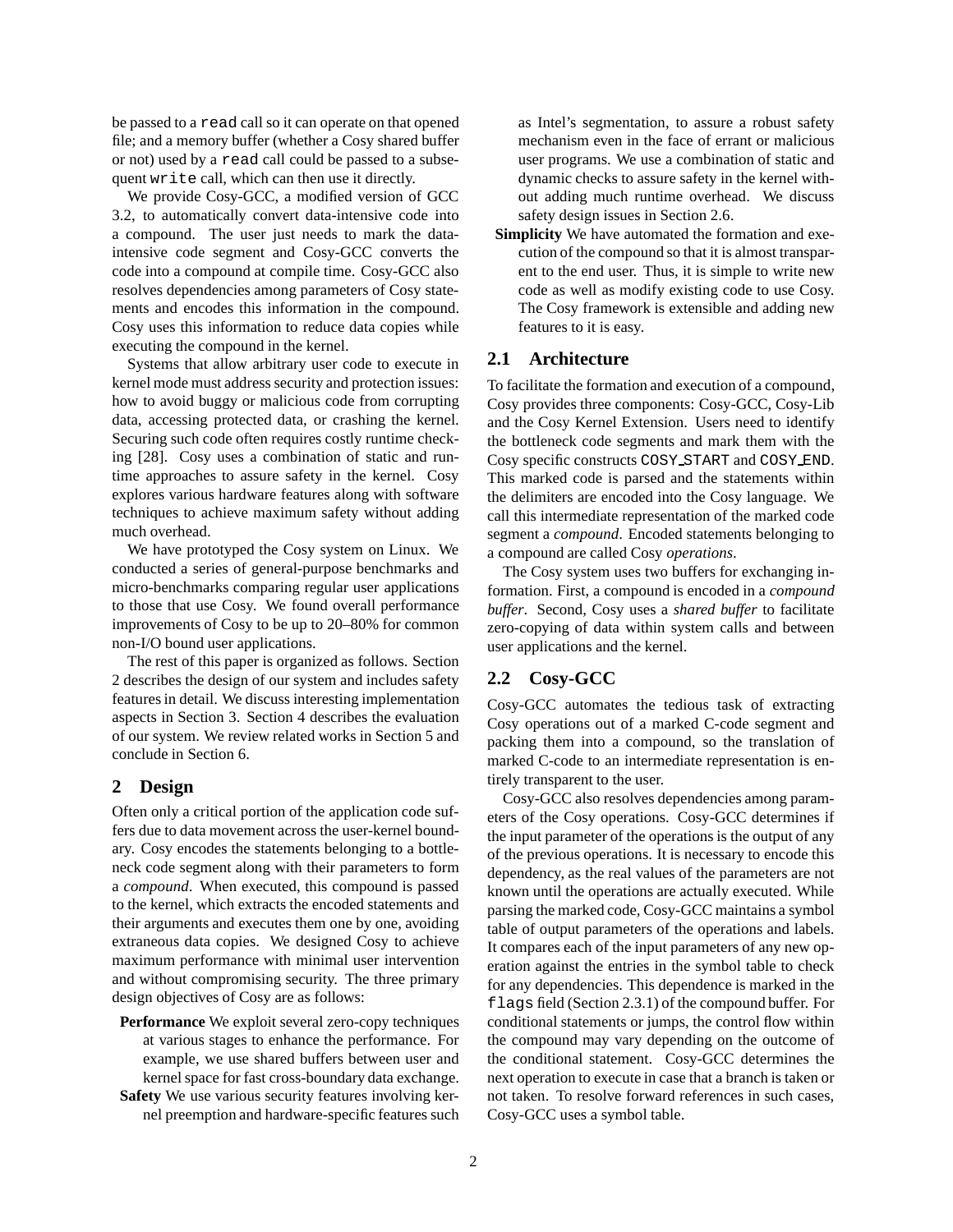be passed to a `read` call so it can operate on that opened file; and a memory buffer (whether a Cosy shared buffer or not) used by a `read` call could be passed to a subsequent `write` call, which can then use it directly.

We provide Cosy-GCC, a modified version of GCC 3.2, to automatically convert data-intensive code into a compound. The user just needs to mark the data-intensive code segment and Cosy-GCC converts the code into a compound at compile time. Cosy-GCC also resolves dependencies among parameters of Cosy statements and encodes this information in the compound. Cosy uses this information to reduce data copies while executing the compound in the kernel.

Systems that allow arbitrary user code to execute in kernel mode must address security and protection issues: how to avoid buggy or malicious code from corrupting data, accessing protected data, or crashing the kernel. Securing such code often requires costly runtime checking [28]. Cosy uses a combination of static and runtime approaches to assure safety in the kernel. Cosy explores various hardware features along with software techniques to achieve maximum safety without adding much overhead.

We have prototyped the Cosy system on Linux. We conducted a series of general-purpose benchmarks and micro-benchmarks comparing regular user applications to those that use Cosy. We found overall performance improvements of Cosy to be up to 20–80% for common non-I/O bound user applications.

The rest of this paper is organized as follows. Section 2 describes the design of our system and includes safety features in detail. We discuss interesting implementation aspects in Section 3. Section 4 describes the evaluation of our system. We review related works in Section 5 and conclude in Section 6.

## 2 Design

Often only a critical portion of the application code suffers due to data movement across the user-kernel boundary. Cosy encodes the statements belonging to a bottleneck code segment along with their parameters to form a *compound*. When executed, this compound is passed to the kernel, which extracts the encoded statements and their arguments and executes them one by one, avoiding extraneous data copies. We designed Cosy to achieve maximum performance with minimal user intervention and without compromising security. The three primary design objectives of Cosy are as follows:

- **Performance** We exploit several zero-copy techniques at various stages to enhance the performance. For example, we use shared buffers between user and kernel space for fast cross-boundary data exchange.
- **Safety** We use various security features involving kernel preemption and hardware-specific features such as Intel's segmentation, to assure a robust safety mechanism even in the face of errant or malicious user programs. We use a combination of static and dynamic checks to assure safety in the kernel without adding much runtime overhead. We discuss safety design issues in Section 2.6.
- **Simplicity** We have automated the formation and execution of the compound so that it is almost transparent to the end user. Thus, it is simple to write new code as well as modify existing code to use Cosy. The Cosy framework is extensible and adding new features to it is easy.

### 2.1 Architecture

To facilitate the formation and execution of a compound, Cosy provides three components: Cosy-GCC, Cosy-Lib and the Cosy Kernel Extension. Users need to identify the bottleneck code segments and mark them with the Cosy specific constructs `COSY_START` and `COSY_END`. This marked code is parsed and the statements within the delimiters are encoded into the Cosy language. We call this intermediate representation of the marked code segment a *compound*. Encoded statements belonging to a compound are called Cosy *operations*.

The Cosy system uses two buffers for exchanging information. First, a compound is encoded in a *compound buffer*. Second, Cosy uses a *shared buffer* to facilitate zero-copying of data within system calls and between user applications and the kernel.

### 2.2 Cosy-GCC

Cosy-GCC automates the tedious task of extracting Cosy operations out of a marked C-code segment and packing them into a compound, so the translation of marked C-code to an intermediate representation is entirely transparent to the user.

Cosy-GCC also resolves dependencies among parameters of the Cosy operations. Cosy-GCC determines if the input parameter of the operations is the output of any of the previous operations. It is necessary to encode this dependency, as the real values of the parameters are not known until the operations are actually executed. While parsing the marked code, Cosy-GCC maintains a symbol table of output parameters of the operations and labels. It compares each of the input parameters of any new operation against the entries in the symbol table to check for any dependencies. This dependence is marked in the `flags` field (Section 2.3.1) of the compound buffer. For conditional statements or jumps, the control flow within the compound may vary depending on the outcome of the conditional statement. Cosy-GCC determines the next operation to execute in case that a branch is taken or not taken. To resolve forward references in such cases, Cosy-GCC uses a symbol table.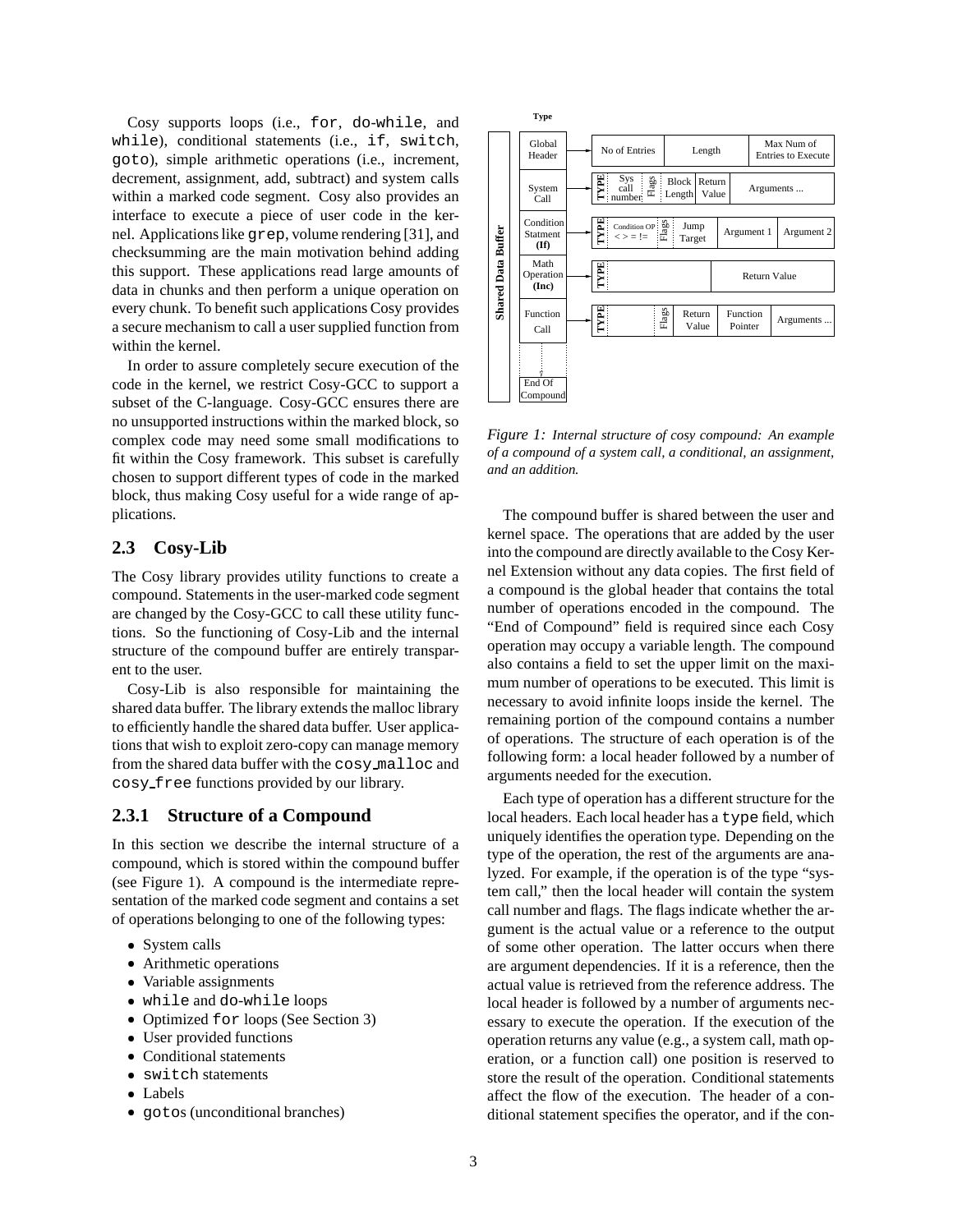Cosy supports loops (i.e., `for`, `do-while`, and `while`), conditional statements (i.e., `if`, `switch`, `goto`), simple arithmetic operations (i.e., increment, decrement, assignment, add, subtract) and system calls within a marked code segment. Cosy also provides an interface to execute a piece of user code in the kernel. Applications like `grep`, volume rendering [31], and checksumming are the main motivation behind adding this support. These applications read large amounts of data in chunks and then perform a unique operation on every chunk. To benefit such applications Cosy provides a secure mechanism to call a user supplied function from within the kernel.

In order to assure completely secure execution of the code in the kernel, we restrict Cosy-GCC to support a subset of the C-language. Cosy-GCC ensures there are no unsupported instructions within the marked block, so complex code may need some small modifications to fit within the Cosy framework. This subset is carefully chosen to support different types of code in the marked block, thus making Cosy useful for a wide range of applications.

## 2.3 Cosy-Lib

The Cosy library provides utility functions to create a compound. Statements in the user-marked code segment are changed by the Cosy-GCC to call these utility functions. So the functioning of Cosy-Lib and the internal structure of the compound buffer are entirely transparent to the user.

Cosy-Lib is also responsible for maintaining the shared data buffer. The library extends the malloc library to efficiently handle the shared data buffer. User applications that wish to exploit zero-copy can manage memory from the shared data buffer with the `cosy_malloc` and `cosy_free` functions provided by our library.

### 2.3.1 Structure of a Compound

In this section we describe the internal structure of a compound, which is stored within the compound buffer (see Figure 1). A compound is the intermediate representation of the marked code segment and contains a set of operations belonging to one of the following types:

- System calls
- Arithmetic operations
- Variable assignments
- `while` and `do-while` loops
- Optimized `for` loops (See Section 3)
- User provided functions
- Conditional statements
- `switch` statements
- Labels
- `goto`s (unconditional branches)

*Figure 1: Internal structure of cosy compound: An example of a compound of a system call, a conditional, an assignment, and an addition.*

The compound buffer is shared between the user and kernel space. The operations that are added by the user into the compound are directly available to the Cosy Kernel Extension without any data copies. The first field of a compound is the global header that contains the total number of operations encoded in the compound. The "End of Compound" field is required since each Cosy operation may occupy a variable length. The compound also contains a field to set the upper limit on the maximum number of operations to be executed. This limit is necessary to avoid infinite loops inside the kernel. The remaining portion of the compound contains a number of operations. The structure of each operation is of the following form: a local header followed by a number of arguments needed for the execution.

Each type of operation has a different structure for the local headers. Each local header has a `type` field, which uniquely identifies the operation type. Depending on the type of the operation, the rest of the arguments are analyzed. For example, if the operation is of the type "system call," then the local header will contain the system call number and flags. The flags indicate whether the argument is the actual value or a reference to the output of some other operation. The latter occurs when there are argument dependencies. If it is a reference, then the actual value is retrieved from the reference address. The local header is followed by a number of arguments necessary to execute the operation. If the execution of the operation returns any value (e.g., a system call, math operation, or a function call) one position is reserved to store the result of the operation. Conditional statements affect the flow of the execution. The header of a conditional statement specifies the operator, and if the con-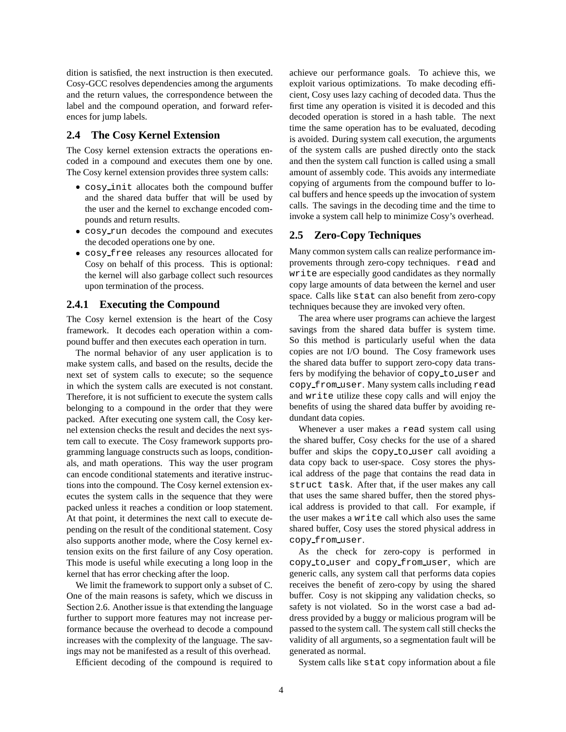dition is satisfied, the next instruction is then executed. Cosy-GCC resolves dependencies among the arguments and the return values, the correspondence between the label and the compound operation, and forward references for jump labels.

## 2.4 The Cosy Kernel Extension

The Cosy kernel extension extracts the operations encoded in a compound and executes them one by one. The Cosy kernel extension provides three system calls:

- `cosy_init` allocates both the compound buffer and the shared data buffer that will be used by the user and the kernel to exchange encoded compounds and return results.
- `cosy_run` decodes the compound and executes the decoded operations one by one.
- `cosy_free` releases any resources allocated for Cosy on behalf of this process. This is optional: the kernel will also garbage collect such resources upon termination of the process.

### 2.4.1 Executing the Compound

The Cosy kernel extension is the heart of the Cosy framework. It decodes each operation within a compound buffer and then executes each operation in turn.

The normal behavior of any user application is to make system calls, and based on the results, decide the next set of system calls to execute; so the sequence in which the system calls are executed is not constant. Therefore, it is not sufficient to execute the system calls belonging to a compound in the order that they were packed. After executing one system call, the Cosy kernel extension checks the result and decides the next system call to execute. The Cosy framework supports programming language constructs such as loops, conditionals, and math operations. This way the user program can encode conditional statements and iterative instructions into the compound. The Cosy kernel extension executes the system calls in the sequence that they were packed unless it reaches a condition or loop statement. At that point, it determines the next call to execute depending on the result of the conditional statement. Cosy also supports another mode, where the Cosy kernel extension exits on the first failure of any Cosy operation. This mode is useful while executing a long loop in the kernel that has error checking after the loop.

We limit the framework to support only a subset of C. One of the main reasons is safety, which we discuss in Section 2.6. Another issue is that extending the language further to support more features may not increase performance because the overhead to decode a compound increases with the complexity of the language. The savings may not be manifested as a result of this overhead.

Efficient decoding of the compound is required to achieve our performance goals. To achieve this, we exploit various optimizations. To make decoding efficient, Cosy uses lazy caching of decoded data. Thus the first time any operation is visited it is decoded and this decoded operation is stored in a hash table. The next time the same operation has to be evaluated, decoding is avoided. During system call execution, the arguments of the system calls are pushed directly onto the stack and then the system call function is called using a small amount of assembly code. This avoids any intermediate copying of arguments from the compound buffer to local buffers and hence speeds up the invocation of system calls. The savings in the decoding time and the time to invoke a system call help to minimize Cosy's overhead.

## 2.5 Zero-Copy Techniques

Many common system calls can realize performance improvements through zero-copy techniques. `read` and `write` are especially good candidates as they normally copy large amounts of data between the kernel and user space. Calls like `stat` can also benefit from zero-copy techniques because they are invoked very often.

The area where user programs can achieve the largest savings from the shared data buffer is system time. So this method is particularly useful when the data copies are not I/O bound. The Cosy framework uses the shared data buffer to support zero-copy data transfers by modifying the behavior of `copy_to_user` and `copy_from_user`. Many system calls including `read` and `write` utilize these copy calls and will enjoy the benefits of using the shared data buffer by avoiding redundant data copies.

Whenever a user makes a `read` system call using the shared buffer, Cosy checks for the use of a shared buffer and skips the `copy_to_user` call avoiding a data copy back to user-space. Cosy stores the physical address of the page that contains the read data in `struct task`. After that, if the user makes any call that uses the same shared buffer, then the stored physical address is provided to that call. For example, if the user makes a `write` call which also uses the same shared buffer, Cosy uses the stored physical address in `copy_from_user`.

As the check for zero-copy is performed in `copy_to_user` and `copy_from_user`, which are generic calls, any system call that performs data copies receives the benefit of zero-copy by using the shared buffer. Cosy is not skipping any validation checks, so safety is not violated. So in the worst case a bad address provided by a buggy or malicious program will be passed to the system call. The system call still checks the validity of all arguments, so a segmentation fault will be generated as normal.

System calls like `stat` copy information about a file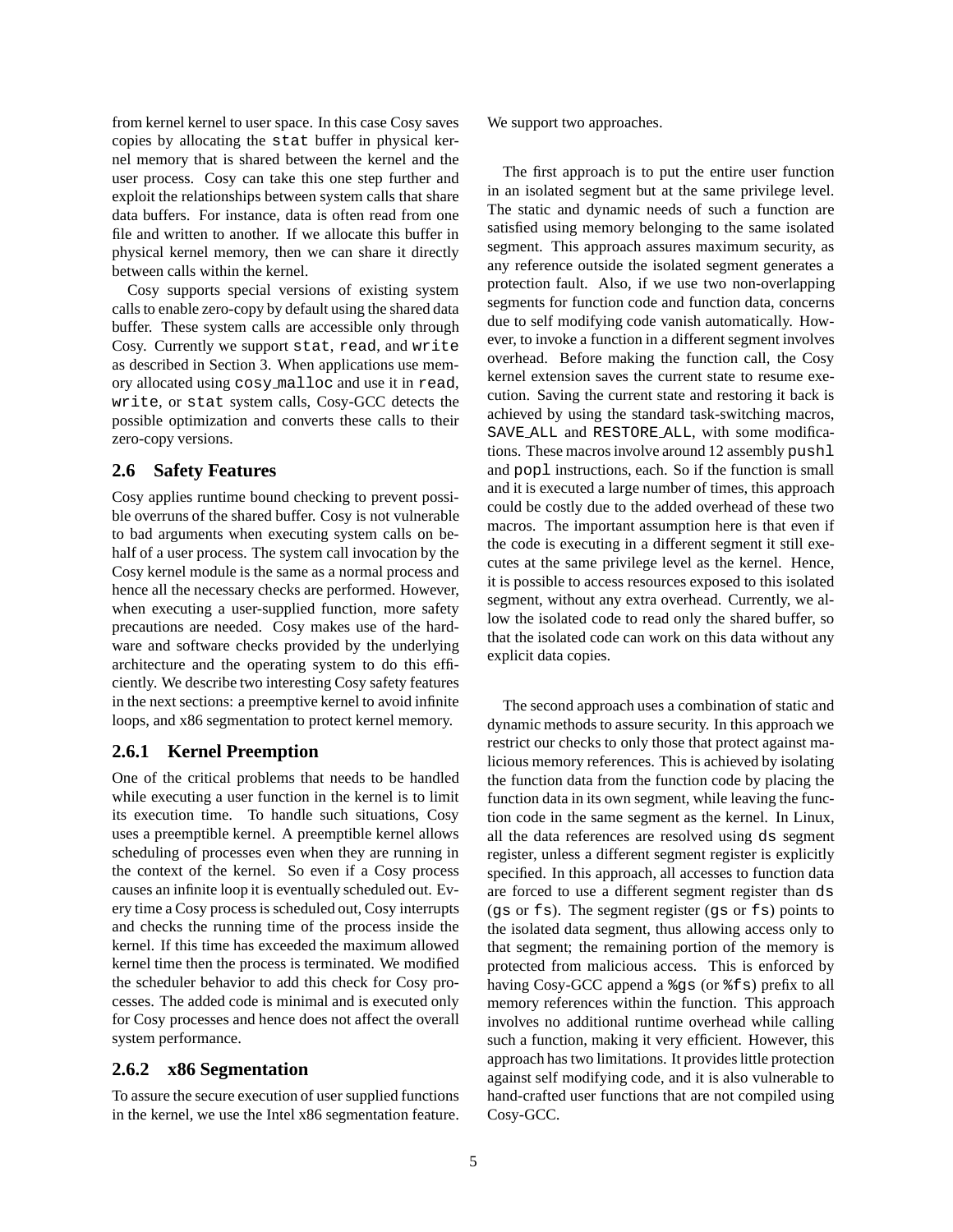from kernel kernel to user space. In this case Cosy saves copies by allocating the `stat` buffer in physical kernel memory that is shared between the kernel and the user process. Cosy can take this one step further and exploit the relationships between system calls that share data buffers. For instance, data is often read from one file and written to another. If we allocate this buffer in physical kernel memory, then we can share it directly between calls within the kernel.

Cosy supports special versions of existing system calls to enable zero-copy by default using the shared data buffer. These system calls are accessible only through Cosy. Currently we support `stat`, `read`, and `write` as described in Section 3. When applications use memory allocated using `cosy_malloc` and use it in `read`, `write`, or `stat` system calls, Cosy-GCC detects the possible optimization and converts these calls to their zero-copy versions.

## 2.6 Safety Features

Cosy applies runtime bound checking to prevent possible overruns of the shared buffer. Cosy is not vulnerable to bad arguments when executing system calls on behalf of a user process. The system call invocation by the Cosy kernel module is the same as a normal process and hence all the necessary checks are performed. However, when executing a user-supplied function, more safety precautions are needed. Cosy makes use of the hardware and software checks provided by the underlying architecture and the operating system to do this efficiently. We describe two interesting Cosy safety features in the next sections: a preemptive kernel to avoid infinite loops, and x86 segmentation to protect kernel memory.

### 2.6.1 Kernel Preemption

One of the critical problems that needs to be handled while executing a user function in the kernel is to limit its execution time. To handle such situations, Cosy uses a preemptible kernel. A preemptible kernel allows scheduling of processes even when they are running in the context of the kernel. So even if a Cosy process causes an infinite loop it is eventually scheduled out. Every time a Cosy process is scheduled out, Cosy interrupts and checks the running time of the process inside the kernel. If this time has exceeded the maximum allowed kernel time then the process is terminated. We modified the scheduler behavior to add this check for Cosy processes. The added code is minimal and is executed only for Cosy processes and hence does not affect the overall system performance.

### 2.6.2 x86 Segmentation

To assure the secure execution of user supplied functions in the kernel, we use the Intel x86 segmentation feature. We support two approaches.

The first approach is to put the entire user function in an isolated segment but at the same privilege level. The static and dynamic needs of such a function are satisfied using memory belonging to the same isolated segment. This approach assures maximum security, as any reference outside the isolated segment generates a protection fault. Also, if we use two non-overlapping segments for function code and function data, concerns due to self modifying code vanish automatically. However, to invoke a function in a different segment involves overhead. Before making the function call, the Cosy kernel extension saves the current state to resume execution. Saving the current state and restoring it back is achieved by using the standard task-switching macros, `SAVE_ALL` and `RESTORE_ALL`, with some modifications. These macros involve around 12 assembly `pushl` and `popl` instructions, each. So if the function is small and it is executed a large number of times, this approach could be costly due to the added overhead of these two macros. The important assumption here is that even if the code is executing in a different segment it still executes at the same privilege level as the kernel. Hence, it is possible to access resources exposed to this isolated segment, without any extra overhead. Currently, we allow the isolated code to read only the shared buffer, so that the isolated code can work on this data without any explicit data copies.

The second approach uses a combination of static and dynamic methods to assure security. In this approach we restrict our checks to only those that protect against malicious memory references. This is achieved by isolating the function data from the function code by placing the function data in its own segment, while leaving the function code in the same segment as the kernel. In Linux, all the data references are resolved using `ds` segment register, unless a different segment register is explicitly specified. In this approach, all accesses to function data are forced to use a different segment register than `ds` (`gs` or `fs`). The segment register (`gs` or `fs`) points to the isolated data segment, thus allowing access only to that segment; the remaining portion of the memory is protected from malicious access. This is enforced by having Cosy-GCC append a `%gs` (or `%fs`) prefix to all memory references within the function. This approach involves no additional runtime overhead while calling such a function, making it very efficient. However, this approach has two limitations. It provides little protection against self modifying code, and it is also vulnerable to hand-crafted user functions that are not compiled using Cosy-GCC.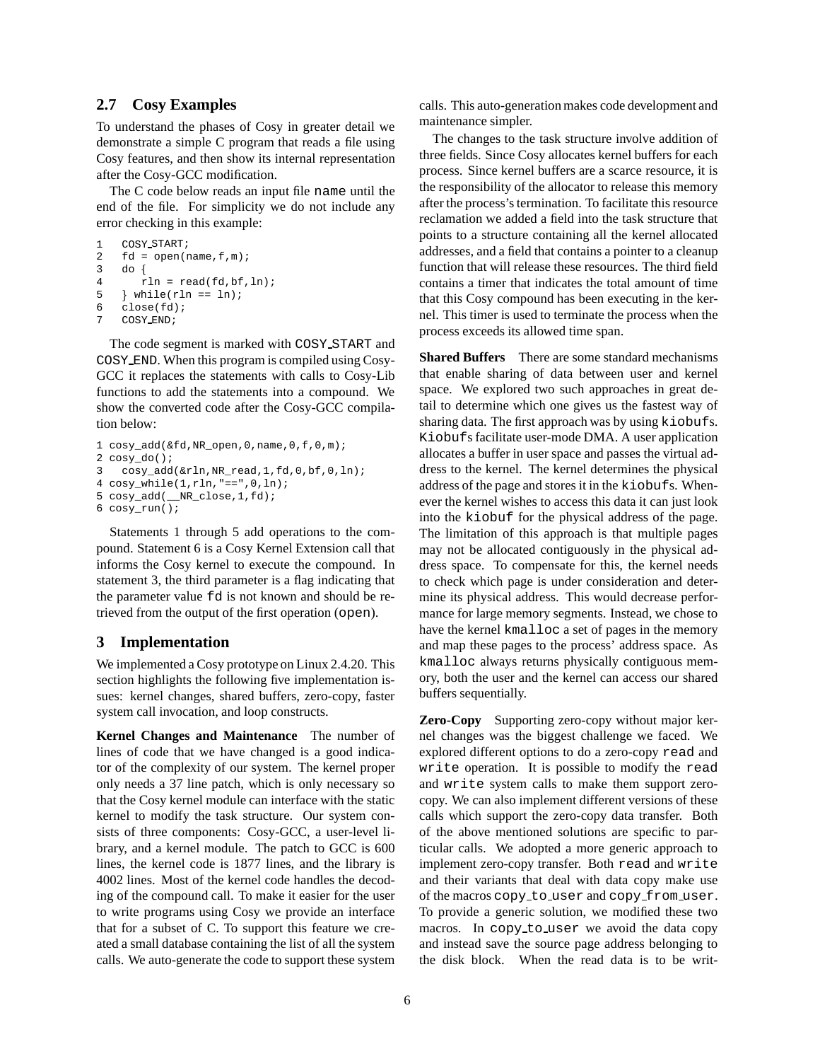## 2.7 Cosy Examples

To understand the phases of Cosy in greater detail we demonstrate a simple C program that reads a file using Cosy features, and then show its internal representation after the Cosy-GCC modification.

The C code below reads an input file `name` until the end of the file. For simplicity we do not include any error checking in this example:

```
1   COSY_START;
2   fd = open(name,f,m);
3   do {
4      rln = read(fd,bf,ln);
5   } while(rln == ln);
6   close(fd);
7   COSY_END;
```

The code segment is marked with `COSY_START` and `COSY_END`. When this program is compiled using Cosy-GCC it replaces the statements with calls to Cosy-Lib functions to add the statements into a compound. We show the converted code after the Cosy-GCC compilation below:

```
1 cosy_add(&fd,NR_open,0,name,0,f,0,m);
2 cosy_do();
3   cosy_add(&rln,NR_read,1,fd,0,bf,0,ln);
4 cosy_while(1,rln,"==",0,ln);
5 cosy_add(__NR_close,1,fd);
6 cosy_run();
```

Statements 1 through 5 add operations to the compound. Statement 6 is a Cosy Kernel Extension call that informs the Cosy kernel to execute the compound. In statement 3, the third parameter is a flag indicating that the parameter value `fd` is not known and should be retrieved from the output of the first operation (`open`).

# 3 Implementation

We implemented a Cosy prototype on Linux 2.4.20. This section highlights the following five implementation issues: kernel changes, shared buffers, zero-copy, faster system call invocation, and loop constructs.

**Kernel Changes and Maintenance** The number of lines of code that we have changed is a good indicator of the complexity of our system. The kernel proper only needs a 37 line patch, which is only necessary so that the Cosy kernel module can interface with the static kernel to modify the task structure. Our system consists of three components: Cosy-GCC, a user-level library, and a kernel module. The patch to GCC is 600 lines, the kernel code is 1877 lines, and the library is 4002 lines. Most of the kernel code handles the decoding of the compound call. To make it easier for the user to write programs using Cosy we provide an interface that for a subset of C. To support this feature we created a small database containing the list of all the system calls. We auto-generate the code to support these system calls. This auto-generation makes code development and maintenance simpler.

The changes to the task structure involve addition of three fields. Since Cosy allocates kernel buffers for each process. Since kernel buffers are a scarce resource, it is the responsibility of the allocator to release this memory after the process's termination. To facilitate this resource reclamation we added a field into the task structure that points to a structure containing all the kernel allocated addresses, and a field that contains a pointer to a cleanup function that will release these resources. The third field contains a timer that indicates the total amount of time that this Cosy compound has been executing in the kernel. This timer is used to terminate the process when the process exceeds its allowed time span.

**Shared Buffers** There are some standard mechanisms that enable sharing of data between user and kernel space. We explored two such approaches in great detail to determine which one gives us the fastest way of sharing data. The first approach was by using `kiobuf`s. `Kiobuf`s facilitate user-mode DMA. A user application allocates a buffer in user space and passes the virtual address to the kernel. The kernel determines the physical address of the page and stores it in the `kiobuf`s. Whenever the kernel wishes to access this data it can just look into the `kiobuf` for the physical address of the page. The limitation of this approach is that multiple pages may not be allocated contiguously in the physical address space. To compensate for this, the kernel needs to check which page is under consideration and determine its physical address. This would decrease performance for large memory segments. Instead, we chose to have the kernel `kmalloc` a set of pages in the memory and map these pages to the process' address space. As `kmalloc` always returns physically contiguous memory, both the user and the kernel can access our shared buffers sequentially.

**Zero-Copy** Supporting zero-copy without major kernel changes was the biggest challenge we faced. We explored different options to do a zero-copy `read` and `write` operation. It is possible to modify the `read` and `write` system calls to make them support zero-copy. We can also implement different versions of these calls which support the zero-copy data transfer. Both of the above mentioned solutions are specific to particular calls. We adopted a more generic approach to implement zero-copy transfer. Both `read` and `write` and their variants that deal with data copy make use of the macros `copy_to_user` and `copy_from_user`. To provide a generic solution, we modified these two macros. In `copy_to_user` we avoid the data copy and instead save the source page address belonging to the disk block. When the read data is to be writ-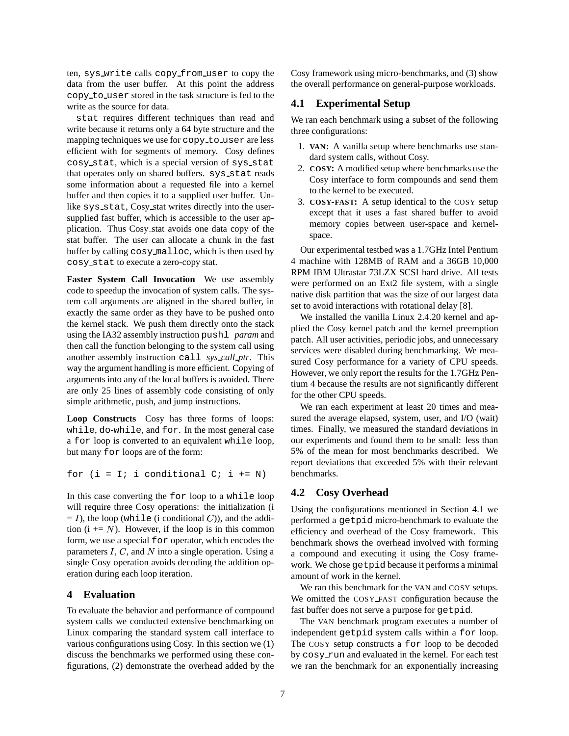ten, `sys_write` calls `copy_from_user` to copy the data from the user buffer. At this point the address `copy_to_user` stored in the task structure is fed to the write as the source for data.

`stat` requires different techniques than read and write because it returns only a 64 byte structure and the mapping techniques we use for `copy_to_user` are less efficient with for segments of memory. Cosy defines `cosy_stat`, which is a special version of `sys_stat` that operates only on shared buffers. `sys_stat` reads some information about a requested file into a kernel buffer and then copies it to a supplied user buffer. Unlike `sys_stat`, Cosy_stat writes directly into the user-supplied fast buffer, which is accessible to the user application. Thus Cosy_stat avoids one data copy of the stat buffer. The user can allocate a chunk in the fast buffer by calling `cosy_malloc`, which is then used by `cosy_stat` to execute a zero-copy stat.

**Faster System Call Invocation** We use assembly code to speedup the invocation of system calls. The system call arguments are aligned in the shared buffer, in exactly the same order as they have to be pushed onto the kernel stack. We push them directly onto the stack using the IA32 assembly instruction `pushl` *param* and then call the function belonging to the system call using another assembly instruction `call` *sys_call_ptr*. This way the argument handling is more efficient. Copying of arguments into any of the local buffers is avoided. There are only 25 lines of assembly code consisting of only simple arithmetic, push, and jump instructions.

**Loop Constructs** Cosy has three forms of loops: `while`, `do-while`, and `for`. In the most general case a `for` loop is converted to an equivalent `while` loop, but many `for` loops are of the form:

```
for (i = I; i conditional C; i += N)
```

In this case converting the `for` loop to a `while` loop will require three Cosy operations: the initialization (i = $I$), the loop (`while` (i conditional $C$)), and the addition (i += $N$). However, if the loop is in this common form, we use a special `for` operator, which encodes the parameters $I$, $C$, and $N$ into a single operation. Using a single Cosy operation avoids decoding the addition operation during each loop iteration.

# 4 Evaluation

To evaluate the behavior and performance of compound system calls we conducted extensive benchmarking on Linux comparing the standard system call interface to various configurations using Cosy. In this section we (1) discuss the benchmarks we performed using these configurations, (2) demonstrate the overhead added by the Cosy framework using micro-benchmarks, and (3) show the overall performance on general-purpose workloads.

## 4.1 Experimental Setup

We ran each benchmark using a subset of the following three configurations:

1. **VAN:** A vanilla setup where benchmarks use standard system calls, without Cosy.
2. **COSY:** A modified setup where benchmarks use the Cosy interface to form compounds and send them to the kernel to be executed.
3. **COSY-FAST:** A setup identical to the COSY setup except that it uses a fast shared buffer to avoid memory copies between user-space and kernel-space.

Our experimental testbed was a 1.7GHz Intel Pentium 4 machine with 128MB of RAM and a 36GB 10,000 RPM IBM Ultrastar 73LZX SCSI hard drive. All tests were performed on an Ext2 file system, with a single native disk partition that was the size of our largest data set to avoid interactions with rotational delay [8].

We installed the vanilla Linux 2.4.20 kernel and applied the Cosy kernel patch and the kernel preemption patch. All user activities, periodic jobs, and unnecessary services were disabled during benchmarking. We measured Cosy performance for a variety of CPU speeds. However, we only report the results for the 1.7GHz Pentium 4 because the results are not significantly different for the other CPU speeds.

We ran each experiment at least 20 times and measured the average elapsed, system, user, and I/O (wait) times. Finally, we measured the standard deviations in our experiments and found them to be small: less than 5% of the mean for most benchmarks described. We report deviations that exceeded 5% with their relevant benchmarks.

## 4.2 Cosy Overhead

Using the configurations mentioned in Section 4.1 we performed a `getpid` micro-benchmark to evaluate the efficiency and overhead of the Cosy framework. This benchmark shows the overhead involved with forming a compound and executing it using the Cosy framework. We chose `getpid` because it performs a minimal amount of work in the kernel.

We ran this benchmark for the VAN and COSY setups. We omitted the COSY_FAST configuration because the fast buffer does not serve a purpose for `getpid`.

The VAN benchmark program executes a number of independent `getpid` system calls within a `for` loop. The COSY setup constructs a `for` loop to be decoded by `cosy_run` and evaluated in the kernel. For each test we ran the benchmark for an exponentially increasing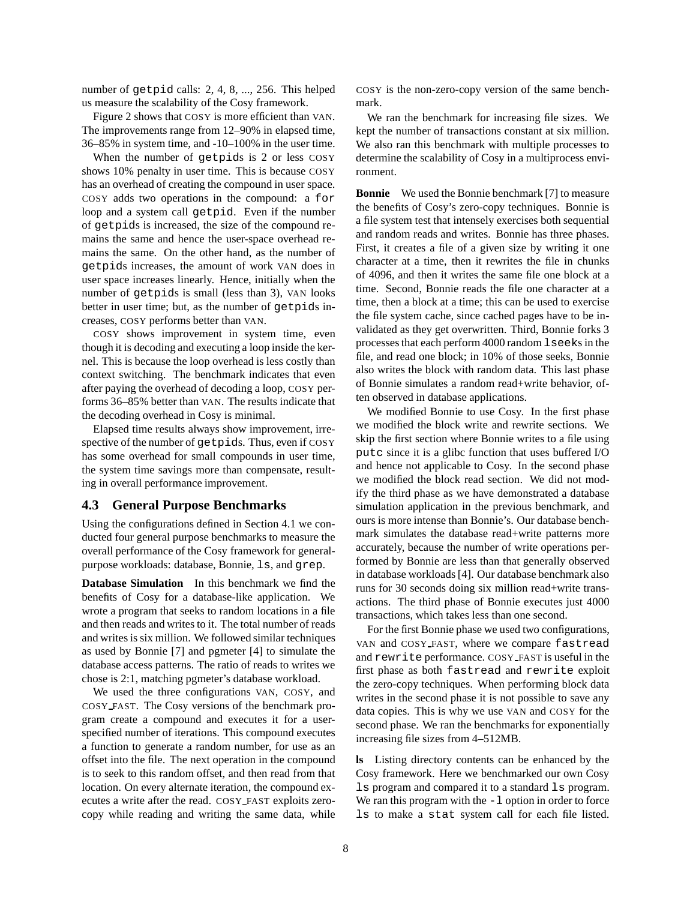number of getpid calls: 2, 4, 8, ..., 256. This helped us measure the scalability of the Cosy framework.

Figure 2 shows that COSY is more efficient than VAN. The improvements range from 12–90% in elapsed time, 36–85% in system time, and -10–100% in the user time.

When the number of getpids is 2 or less COSY shows 10% penalty in user time. This is because COSY has an overhead of creating the compound in user space. COSY adds two operations in the compound: a for loop and a system call getpid. Even if the number of getpids is increased, the size of the compound remains the same and hence the user-space overhead remains the same. On the other hand, as the number of getpids increases, the amount of work VAN does in user space increases linearly. Hence, initially when the number of getpids is small (less than 3), VAN looks better in user time; but, as the number of getpids increases, COSY performs better than VAN.

COSY shows improvement in system time, even though it is decoding and executing a loop inside the kernel. This is because the loop overhead is less costly than context switching. The benchmark indicates that even after paying the overhead of decoding a loop, COSY performs 36–85% better than VAN. The results indicate that the decoding overhead in Cosy is minimal.

Elapsed time results always show improvement, irrespective of the number of getpids. Thus, even if COSY has some overhead for small compounds in user time, the system time savings more than compensate, resulting in overall performance improvement.

### 4.3 General Purpose Benchmarks

Using the configurations defined in Section 4.1 we conducted four general purpose benchmarks to measure the overall performance of the Cosy framework for general-purpose workloads: database, Bonnie, ls, and grep.

**Database Simulation** In this benchmark we find the benefits of Cosy for a database-like application. We wrote a program that seeks to random locations in a file and then reads and writes to it. The total number of reads and writes is six million. We followed similar techniques as used by Bonnie [7] and pgmeter [4] to simulate the database access patterns. The ratio of reads to writes we chose is 2:1, matching pgmeter's database workload.

We used the three configurations VAN, COSY, and COSY_FAST. The Cosy versions of the benchmark program create a compound and executes it for a user-specified number of iterations. This compound executes a function to generate a random number, for use as an offset into the file. The next operation in the compound is to seek to this random offset, and then read from that location. On every alternate iteration, the compound executes a write after the read. COSY_FAST exploits zero-copy while reading and writing the same data, while COSY is the non-zero-copy version of the same benchmark.

We ran the benchmark for increasing file sizes. We kept the number of transactions constant at six million. We also ran this benchmark with multiple processes to determine the scalability of Cosy in a multiprocess environment.

**Bonnie** We used the Bonnie benchmark [7] to measure the benefits of Cosy's zero-copy techniques. Bonnie is a file system test that intensely exercises both sequential and random reads and writes. Bonnie has three phases. First, it creates a file of a given size by writing it one character at a time, then it rewrites the file in chunks of 4096, and then it writes the same file one block at a time. Second, Bonnie reads the file one character at a time, then a block at a time; this can be used to exercise the file system cache, since cached pages have to be invalidated as they get overwritten. Third, Bonnie forks 3 processes that each perform 4000 random lseeks in the file, and read one block; in 10% of those seeks, Bonnie also writes the block with random data. This last phase of Bonnie simulates a random read+write behavior, often observed in database applications.

We modified Bonnie to use Cosy. In the first phase we modified the block write and rewrite sections. We skip the first section where Bonnie writes to a file using putc since it is a glibc function that uses buffered I/O and hence not applicable to Cosy. In the second phase we modified the block read section. We did not modify the third phase as we have demonstrated a database simulation application in the previous benchmark, and ours is more intense than Bonnie's. Our database benchmark simulates the database read+write patterns more accurately, because the number of write operations performed by Bonnie are less than that generally observed in database workloads [4]. Our database benchmark also runs for 30 seconds doing six million read+write transactions. The third phase of Bonnie executes just 4000 transactions, which takes less than one second.

For the first Bonnie phase we used two configurations, VAN and COSY_FAST, where we compare fastread and rewrite performance. COSY_FAST is useful in the first phase as both fastread and rewrite exploit the zero-copy techniques. When performing block data writes in the second phase it is not possible to save any data copies. This is why we use VAN and COSY for the second phase. We ran the benchmarks for exponentially increasing file sizes from 4–512MB.

**ls** Listing directory contents can be enhanced by the Cosy framework. Here we benchmarked our own Cosy ls program and compared it to a standard ls program. We ran this program with the -l option in order to force ls to make a stat system call for each file listed.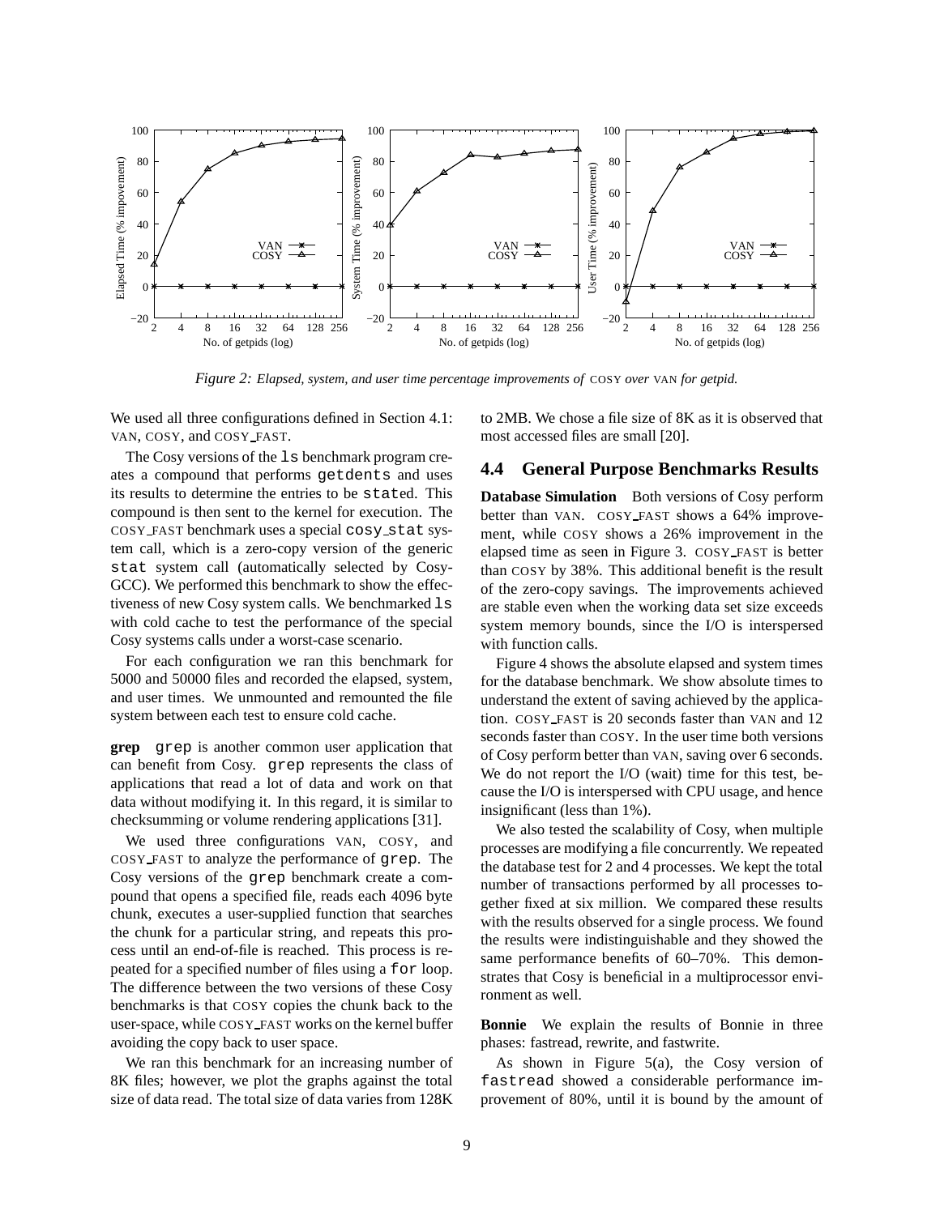*Figure 2: Elapsed, system, and user time percentage improvements of* COSY *over* VAN *for getpid.*

We used all three configurations defined in Section 4.1: VAN, COSY, and COSY_FAST.

The Cosy versions of the `ls` benchmark program creates a compound that performs `getdents` and uses its results to determine the entries to be `stat`ed. This compound is then sent to the kernel for execution. The COSY_FAST benchmark uses a special `cosy_stat` system call, which is a zero-copy version of the generic `stat` system call (automatically selected by Cosy-GCC). We performed this benchmark to show the effectiveness of new Cosy system calls. We benchmarked `ls` with cold cache to test the performance of the special Cosy systems calls under a worst-case scenario.

For each configuration we ran this benchmark for 5000 and 50000 files and recorded the elapsed, system, and user times. We unmounted and remounted the file system between each test to ensure cold cache.

**grep** `grep` is another common user application that can benefit from Cosy. `grep` represents the class of applications that read a lot of data and work on that data without modifying it. In this regard, it is similar to checksumming or volume rendering applications [31].

We used three configurations VAN, COSY, and COSY_FAST to analyze the performance of `grep`. The Cosy versions of the `grep` benchmark create a compound that opens a specified file, reads each 4096 byte chunk, executes a user-supplied function that searches the chunk for a particular string, and repeats this process until an end-of-file is reached. This process is repeated for a specified number of files using a `for` loop. The difference between the two versions of these Cosy benchmarks is that COSY copies the chunk back to the user-space, while COSY_FAST works on the kernel buffer avoiding the copy back to user space.

We ran this benchmark for an increasing number of 8K files; however, we plot the graphs against the total size of data read. The total size of data varies from 128K to 2MB. We chose a file size of 8K as it is observed that most accessed files are small [20].

## 4.4 General Purpose Benchmarks Results

**Database Simulation** Both versions of Cosy perform better than VAN. COSY_FAST shows a 64% improvement, while COSY shows a 26% improvement in the elapsed time as seen in Figure 3. COSY_FAST is better than COSY by 38%. This additional benefit is the result of the zero-copy savings. The improvements achieved are stable even when the working data set size exceeds system memory bounds, since the I/O is interspersed with function calls.

Figure 4 shows the absolute elapsed and system times for the database benchmark. We show absolute times to understand the extent of saving achieved by the application. COSY_FAST is 20 seconds faster than VAN and 12 seconds faster than COSY. In the user time both versions of Cosy perform better than VAN, saving over 6 seconds. We do not report the I/O (wait) time for this test, because the I/O is interspersed with CPU usage, and hence insignificant (less than 1%).

We also tested the scalability of Cosy, when multiple processes are modifying a file concurrently. We repeated the database test for 2 and 4 processes. We kept the total number of transactions performed by all processes together fixed at six million. We compared these results with the results observed for a single process. We found the results were indistinguishable and they showed the same performance benefits of 60–70%. This demonstrates that Cosy is beneficial in a multiprocessor environment as well.

**Bonnie** We explain the results of Bonnie in three phases: fastread, rewrite, and fastwrite.

As shown in Figure 5(a), the Cosy version of `fastread` showed a considerable performance improvement of 80%, until it is bound by the amount of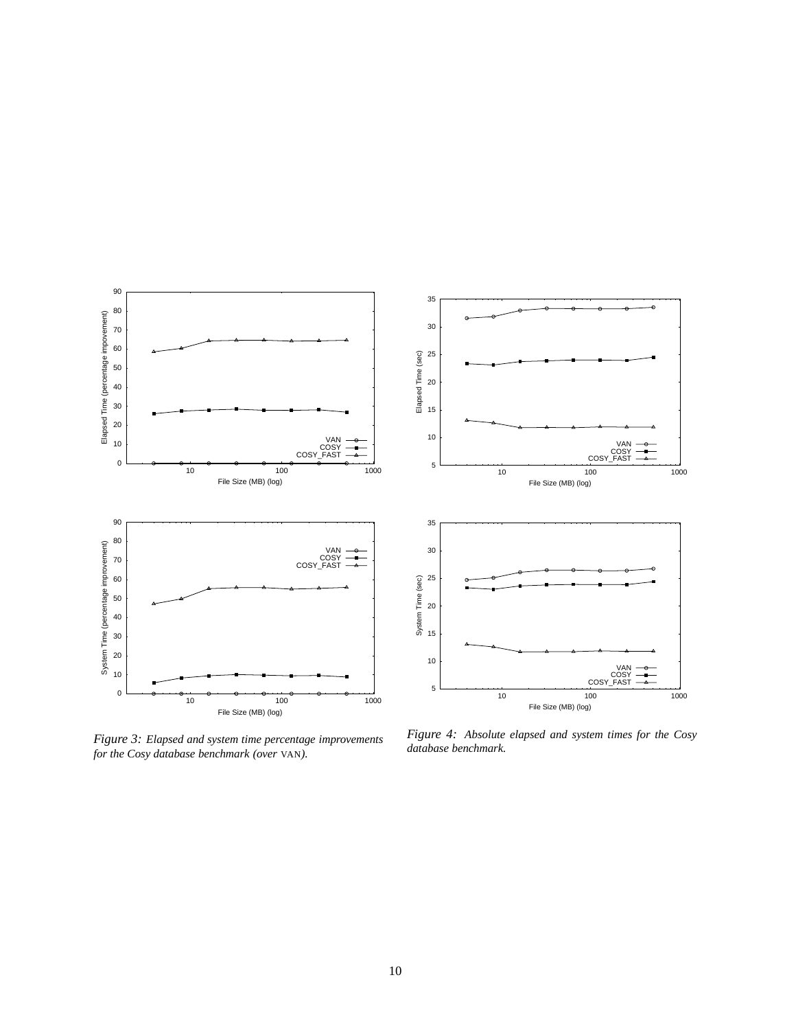*Figure 3: Elapsed and system time percentage improvements for the Cosy database benchmark (over* VAN*).*

*Figure 4: Absolute elapsed and system times for the Cosy database benchmark.*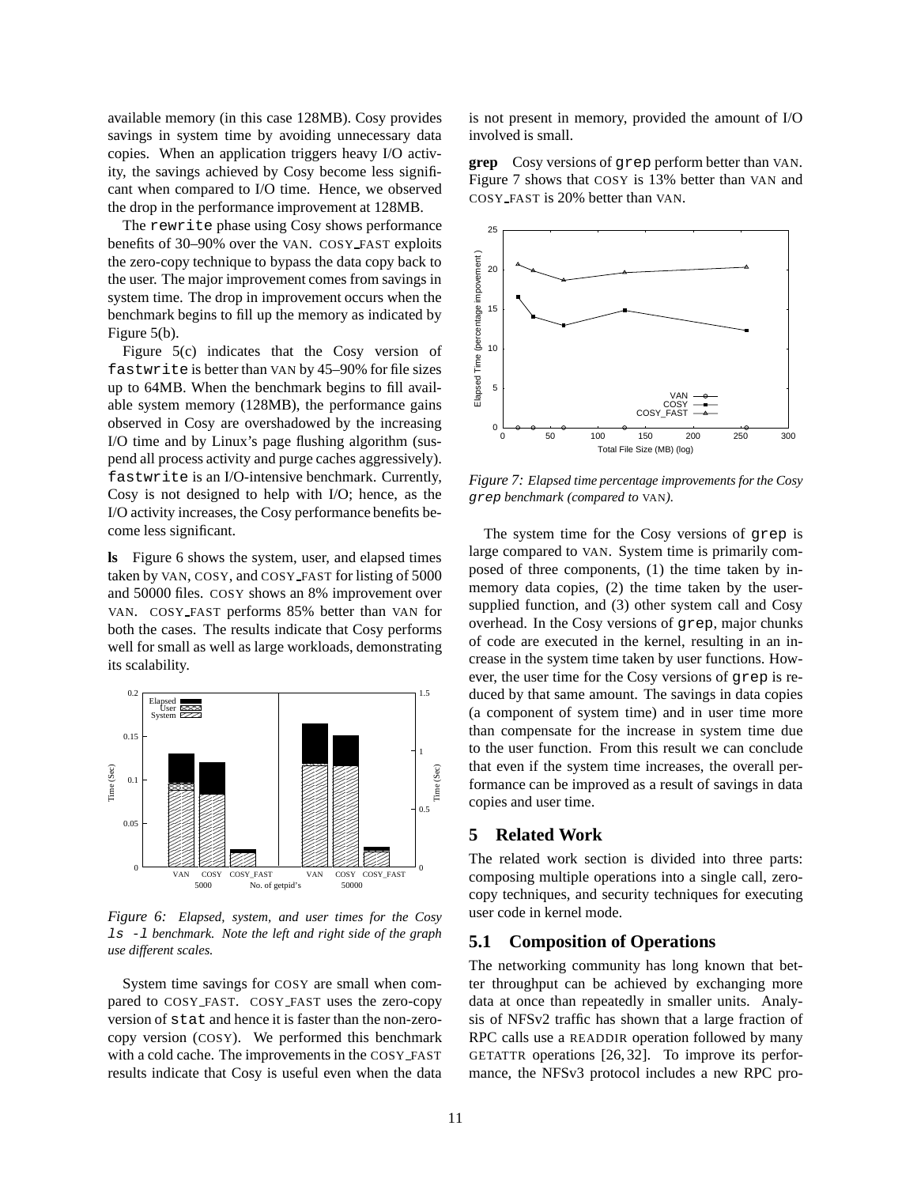available memory (in this case 128MB). Cosy provides savings in system time by avoiding unnecessary data copies. When an application triggers heavy I/O activity, the savings achieved by Cosy become less significant when compared to I/O time. Hence, we observed the drop in the performance improvement at 128MB.

The `rewrite` phase using Cosy shows performance benefits of 30–90% over the VAN. COSY_FAST exploits the zero-copy technique to bypass the data copy back to the user. The major improvement comes from savings in system time. The drop in improvement occurs when the benchmark begins to fill up the memory as indicated by Figure 5(b).

Figure 5(c) indicates that the Cosy version of `fastwrite` is better than VAN by 45–90% for file sizes up to 64MB. When the benchmark begins to fill available system memory (128MB), the performance gains observed in Cosy are overshadowed by the increasing I/O time and by Linux's page flushing algorithm (suspend all process activity and purge caches aggressively). `fastwrite` is an I/O-intensive benchmark. Currently, Cosy is not designed to help with I/O; hence, as the I/O activity increases, the Cosy performance benefits become less significant.

**ls** Figure 6 shows the system, user, and elapsed times taken by VAN, COSY, and COSY_FAST for listing of 5000 and 50000 files. COSY shows an 8% improvement over VAN. COSY_FAST performs 85% better than VAN for both the cases. The results indicate that Cosy performs well for small as well as large workloads, demonstrating its scalability.

*Figure 6: Elapsed, system, and user times for the Cosy `ls -l` benchmark. Note the left and right side of the graph use different scales.*

System time savings for COSY are small when compared to COSY_FAST. COSY_FAST uses the zero-copy version of `stat` and hence it is faster than the non-zero-copy version (COSY). We performed this benchmark with a cold cache. The improvements in the COSY_FAST results indicate that Cosy is useful even when the data is not present in memory, provided the amount of I/O involved is small.

**grep** Cosy versions of `grep` perform better than VAN. Figure 7 shows that COSY is 13% better than VAN and COSY_FAST is 20% better than VAN.

*Figure 7: Elapsed time percentage improvements for the Cosy `grep` benchmark (compared to VAN).*

The system time for the Cosy versions of `grep` is large compared to VAN. System time is primarily composed of three components, (1) the time taken by in-memory data copies, (2) the time taken by the user-supplied function, and (3) other system call and Cosy overhead. In the Cosy versions of `grep`, major chunks of code are executed in the kernel, resulting in an increase in the system time taken by user functions. However, the user time for the Cosy versions of `grep` is reduced by that same amount. The savings in data copies (a component of system time) and in user time more than compensate for the increase in system time due to the user function. From this result we can conclude that even if the system time increases, the overall performance can be improved as a result of savings in data copies and user time.

## 5 Related Work

The related work section is divided into three parts: composing multiple operations into a single call, zero-copy techniques, and security techniques for executing user code in kernel mode.

### 5.1 Composition of Operations

The networking community has long known that better throughput can be achieved by exchanging more data at once than repeatedly in smaller units. Analysis of NFSv2 traffic has shown that a large fraction of RPC calls use a READDIR operation followed by many GETATTR operations [26, 32]. To improve its performance, the NFSv3 protocol includes a new RPC pro-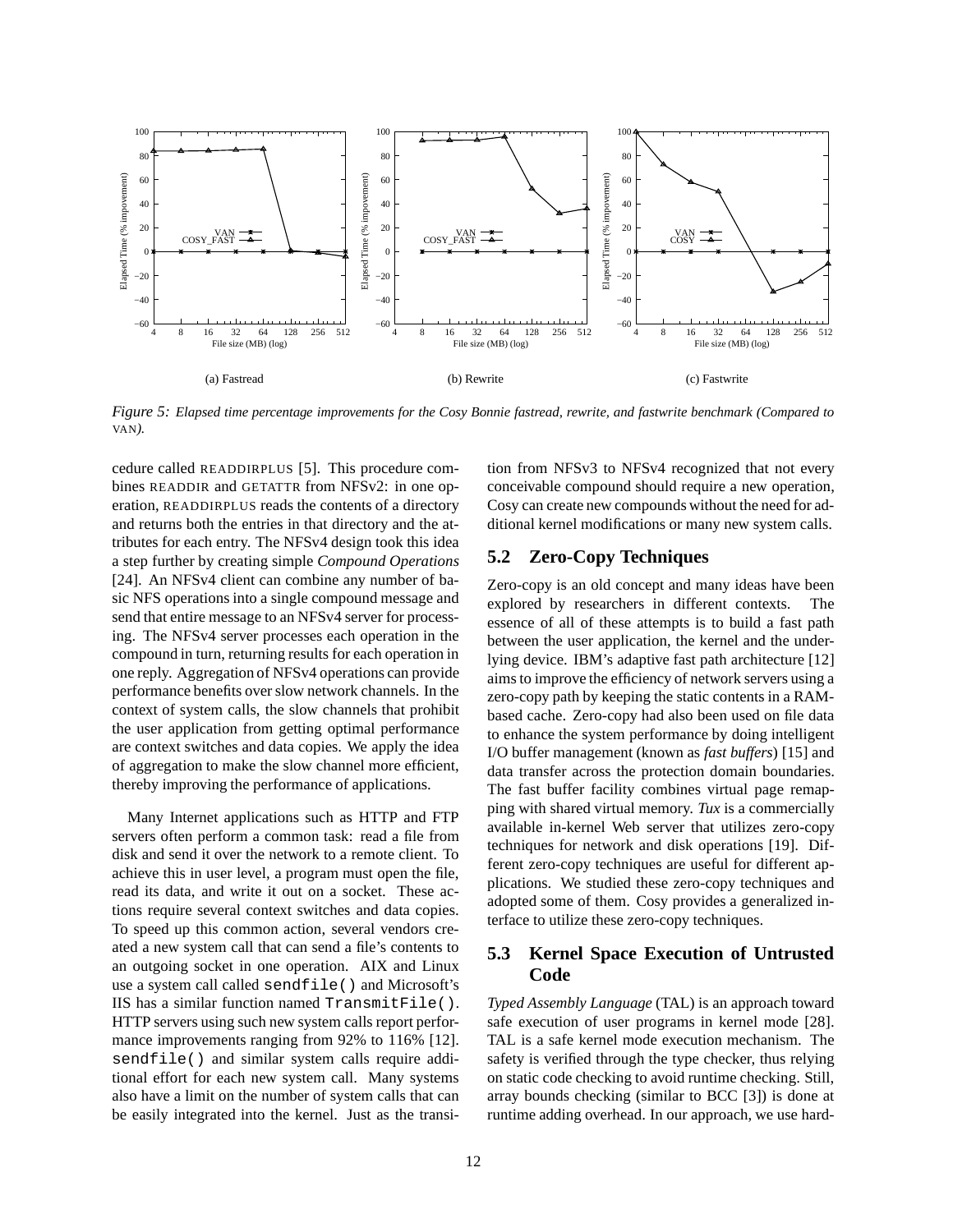(a) Fastread

(b) Rewrite

(c) Fastwrite

*Figure 5: Elapsed time percentage improvements for the Cosy Bonnie fastread, rewrite, and fastwrite benchmark (Compared to VAN).*

cedure called READDIRPLUS [5]. This procedure combines READDIR and GETATTR from NFSv2: in one operation, READDIRPLUS reads the contents of a directory and returns both the entries in that directory and the attributes for each entry. The NFSv4 design took this idea a step further by creating simple *Compound Operations* [24]. An NFSv4 client can combine any number of basic NFS operations into a single compound message and send that entire message to an NFSv4 server for processing. The NFSv4 server processes each operation in the compound in turn, returning results for each operation in one reply. Aggregation of NFSv4 operations can provide performance benefits over slow network channels. In the context of system calls, the slow channels that prohibit the user application from getting optimal performance are context switches and data copies. We apply the idea of aggregation to make the slow channel more efficient, thereby improving the performance of applications.

Many Internet applications such as HTTP and FTP servers often perform a common task: read a file from disk and send it over the network to a remote client. To achieve this in user level, a program must open the file, read its data, and write it out on a socket. These actions require several context switches and data copies. To speed up this common action, several vendors created a new system call that can send a file's contents to an outgoing socket in one operation. AIX and Linux use a system call called `sendfile()` and Microsoft's IIS has a similar function named `TransmitFile()`. HTTP servers using such new system calls report performance improvements ranging from 92% to 116% [12]. `sendfile()` and similar system calls require additional effort for each new system call. Many systems also have a limit on the number of system calls that can be easily integrated into the kernel. Just as the transition from NFSv3 to NFSv4 recognized that not every conceivable compound should require a new operation, Cosy can create new compounds without the need for additional kernel modifications or many new system calls.

## 5.2 Zero-Copy Techniques

Zero-copy is an old concept and many ideas have been explored by researchers in different contexts. The essence of all of these attempts is to build a fast path between the user application, the kernel and the underlying device. IBM's adaptive fast path architecture [12] aims to improve the efficiency of network servers using a zero-copy path by keeping the static contents in a RAM-based cache. Zero-copy had also been used on file data to enhance the system performance by doing intelligent I/O buffer management (known as *fast buffers*) [15] and data transfer across the protection domain boundaries. The fast buffer facility combines virtual page remapping with shared virtual memory. *Tux* is a commercially available in-kernel Web server that utilizes zero-copy techniques for network and disk operations [19]. Different zero-copy techniques are useful for different applications. We studied these zero-copy techniques and adopted some of them. Cosy provides a generalized interface to utilize these zero-copy techniques.

## 5.3 Kernel Space Execution of Untrusted Code

*Typed Assembly Language* (TAL) is an approach toward safe execution of user programs in kernel mode [28]. TAL is a safe kernel mode execution mechanism. The safety is verified through the type checker, thus relying on static code checking to avoid runtime checking. Still, array bounds checking (similar to BCC [3]) is done at runtime adding overhead. In our approach, we use hard-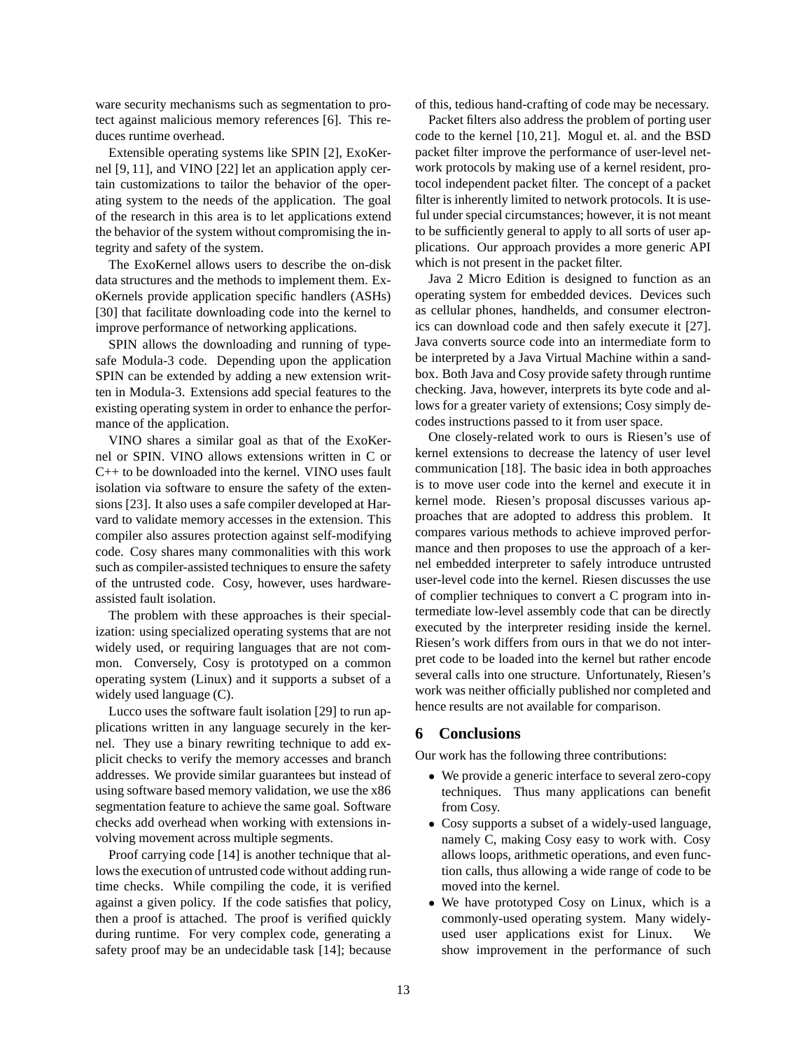ware security mechanisms such as segmentation to protect against malicious memory references [6]. This reduces runtime overhead.

Extensible operating systems like SPIN [2], ExoKernel [9, 11], and VINO [22] let an application apply certain customizations to tailor the behavior of the operating system to the needs of the application. The goal of the research in this area is to let applications extend the behavior of the system without compromising the integrity and safety of the system.

The ExoKernel allows users to describe the on-disk data structures and the methods to implement them. ExoKernels provide application specific handlers (ASHs) [30] that facilitate downloading code into the kernel to improve performance of networking applications.

SPIN allows the downloading and running of type-safe Modula-3 code. Depending upon the application SPIN can be extended by adding a new extension written in Modula-3. Extensions add special features to the existing operating system in order to enhance the performance of the application.

VINO shares a similar goal as that of the ExoKernel or SPIN. VINO allows extensions written in C or C++ to be downloaded into the kernel. VINO uses fault isolation via software to ensure the safety of the extensions [23]. It also uses a safe compiler developed at Harvard to validate memory accesses in the extension. This compiler also assures protection against self-modifying code. Cosy shares many commonalities with this work such as compiler-assisted techniques to ensure the safety of the untrusted code. Cosy, however, uses hardware-assisted fault isolation.

The problem with these approaches is their specialization: using specialized operating systems that are not widely used, or requiring languages that are not common. Conversely, Cosy is prototyped on a common operating system (Linux) and it supports a subset of a widely used language (C).

Lucco uses the software fault isolation [29] to run applications written in any language securely in the kernel. They use a binary rewriting technique to add explicit checks to verify the memory accesses and branch addresses. We provide similar guarantees but instead of using software based memory validation, we use the x86 segmentation feature to achieve the same goal. Software checks add overhead when working with extensions involving movement across multiple segments.

Proof carrying code [14] is another technique that allows the execution of untrusted code without adding runtime checks. While compiling the code, it is verified against a given policy. If the code satisfies that policy, then a proof is attached. The proof is verified quickly during runtime. For very complex code, generating a safety proof may be an undecidable task [14]; because of this, tedious hand-crafting of code may be necessary.

Packet filters also address the problem of porting user code to the kernel [10, 21]. Mogul et. al. and the BSD packet filter improve the performance of user-level network protocols by making use of a kernel resident, protocol independent packet filter. The concept of a packet filter is inherently limited to network protocols. It is useful under special circumstances; however, it is not meant to be sufficiently general to apply to all sorts of user applications. Our approach provides a more generic API which is not present in the packet filter.

Java 2 Micro Edition is designed to function as an operating system for embedded devices. Devices such as cellular phones, handhelds, and consumer electronics can download code and then safely execute it [27]. Java converts source code into an intermediate form to be interpreted by a Java Virtual Machine within a sandbox. Both Java and Cosy provide safety through runtime checking. Java, however, interprets its byte code and allows for a greater variety of extensions; Cosy simply decodes instructions passed to it from user space.

One closely-related work to ours is Riesen's use of kernel extensions to decrease the latency of user level communication [18]. The basic idea in both approaches is to move user code into the kernel and execute it in kernel mode. Riesen's proposal discusses various approaches that are adopted to address this problem. It compares various methods to achieve improved performance and then proposes to use the approach of a kernel embedded interpreter to safely introduce untrusted user-level code into the kernel. Riesen discusses the use of complier techniques to convert a C program into intermediate low-level assembly code that can be directly executed by the interpreter residing inside the kernel. Riesen's work differs from ours in that we do not interpret code to be loaded into the kernel but rather encode several calls into one structure. Unfortunately, Riesen's work was neither officially published nor completed and hence results are not available for comparison.

## 6 Conclusions

Our work has the following three contributions:

- We provide a generic interface to several zero-copy techniques. Thus many applications can benefit from Cosy.
- Cosy supports a subset of a widely-used language, namely C, making Cosy easy to work with. Cosy allows loops, arithmetic operations, and even function calls, thus allowing a wide range of code to be moved into the kernel.
- We have prototyped Cosy on Linux, which is a commonly-used operating system. Many widely-used user applications exist for Linux. We show improvement in the performance of such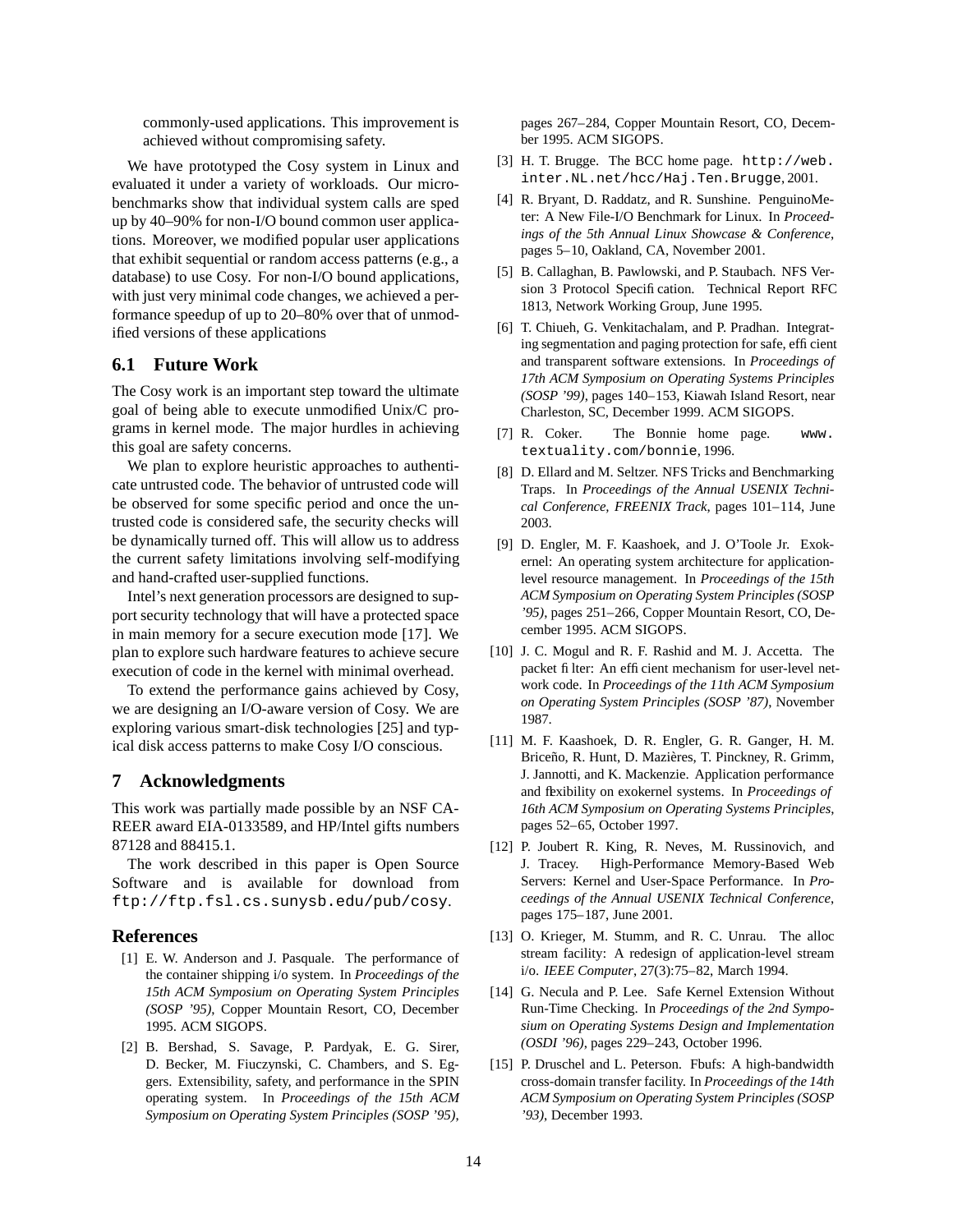commonly-used applications. This improvement is achieved without compromising safety.

We have prototyped the Cosy system in Linux and evaluated it under a variety of workloads. Our micro-benchmarks show that individual system calls are sped up by 40–90% for non-I/O bound common user applications. Moreover, we modified popular user applications that exhibit sequential or random access patterns (e.g., a database) to use Cosy. For non-I/O bound applications, with just very minimal code changes, we achieved a performance speedup of up to 20–80% over that of unmodified versions of these applications

## 6.1 Future Work

The Cosy work is an important step toward the ultimate goal of being able to execute unmodified Unix/C programs in kernel mode. The major hurdles in achieving this goal are safety concerns.

We plan to explore heuristic approaches to authenticate untrusted code. The behavior of untrusted code will be observed for some specific period and once the untrusted code is considered safe, the security checks will be dynamically turned off. This will allow us to address the current safety limitations involving self-modifying and hand-crafted user-supplied functions.

Intel's next generation processors are designed to support security technology that will have a protected space in main memory for a secure execution mode [17]. We plan to explore such hardware features to achieve secure execution of code in the kernel with minimal overhead.

To extend the performance gains achieved by Cosy, we are designing an I/O-aware version of Cosy. We are exploring various smart-disk technologies [25] and typical disk access patterns to make Cosy I/O conscious.

# 7 Acknowledgments

This work was partially made possible by an NSF CAREER award EIA-0133589, and HP/Intel gifts numbers 87128 and 88415.1.

The work described in this paper is Open Source Software and is available for download from `ftp://ftp.fsl.cs.sunysb.edu/pub/cosy`.

# References

[1] E. W. Anderson and J. Pasquale. The performance of the container shipping i/o system. In *Proceedings of the 15th ACM Symposium on Operating System Principles (SOSP '95)*, Copper Mountain Resort, CO, December 1995. ACM SIGOPS.

[2] B. Bershad, S. Savage, P. Pardyak, E. G. Sirer, D. Becker, M. Fiuczynski, C. Chambers, and S. Eggers. Extensibility, safety, and performance in the SPIN operating system. In *Proceedings of the 15th ACM Symposium on Operating System Principles (SOSP '95)*, pages 267–284, Copper Mountain Resort, CO, December 1995. ACM SIGOPS.

[3] H. T. Brugge. The BCC home page. `http://web.inter.NL.net/hcc/Haj.Ten.Brugge`, 2001.

[4] R. Bryant, D. Raddatz, and R. Sunshine. PenguinoMeter: A New File-I/O Benchmark for Linux. In *Proceedings of the 5th Annual Linux Showcase & Conference*, pages 5–10, Oakland, CA, November 2001.

[5] B. Callaghan, B. Pawlowski, and P. Staubach. NFS Version 3 Protocol Specification. Technical Report RFC 1813, Network Working Group, June 1995.

[6] T. Chiueh, G. Venkitachalam, and P. Pradhan. Integrating segmentation and paging protection for safe, efficient and transparent software extensions. In *Proceedings of 17th ACM Symposium on Operating Systems Principles (SOSP '99)*, pages 140–153, Kiawah Island Resort, near Charleston, SC, December 1999. ACM SIGOPS.

[7] R. Coker. The Bonnie home page. `www.textuality.com/bonnie`, 1996.

[8] D. Ellard and M. Seltzer. NFS Tricks and Benchmarking Traps. In *Proceedings of the Annual USENIX Technical Conference, FREENIX Track*, pages 101–114, June 2003.

[9] D. Engler, M. F. Kaashoek, and J. O'Toole Jr. Exokernel: An operating system architecture for application-level resource management. In *Proceedings of the 15th ACM Symposium on Operating System Principles (SOSP '95)*, pages 251–266, Copper Mountain Resort, CO, December 1995. ACM SIGOPS.

[10] J. C. Mogul and R. F. Rashid and M. J. Accetta. The packet filter: An efficient mechanism for user-level network code. In *Proceedings of the 11th ACM Symposium on Operating System Principles (SOSP '87)*, November 1987.

[11] M. F. Kaashoek, D. R. Engler, G. R. Ganger, H. M. Briceño, R. Hunt, D. Mazières, T. Pinckney, R. Grimm, J. Jannotti, and K. Mackenzie. Application performance and flexibility on exokernel systems. In *Proceedings of 16th ACM Symposium on Operating Systems Principles*, pages 52–65, October 1997.

[12] P. Joubert R. King, R. Neves, M. Russinovich, and J. Tracey. High-Performance Memory-Based Web Servers: Kernel and User-Space Performance. In *Proceedings of the Annual USENIX Technical Conference*, pages 175–187, June 2001.

[13] O. Krieger, M. Stumm, and R. C. Unrau. The alloc stream facility: A redesign of application-level stream i/o. *IEEE Computer*, 27(3):75–82, March 1994.

[14] G. Necula and P. Lee. Safe Kernel Extension Without Run-Time Checking. In *Proceedings of the 2nd Symposium on Operating Systems Design and Implementation (OSDI '96)*, pages 229–243, October 1996.

[15] P. Druschel and L. Peterson. Fbufs: A high-bandwidth cross-domain transfer facility. In *Proceedings of the 14th ACM Symposium on Operating System Principles (SOSP '93)*, December 1993.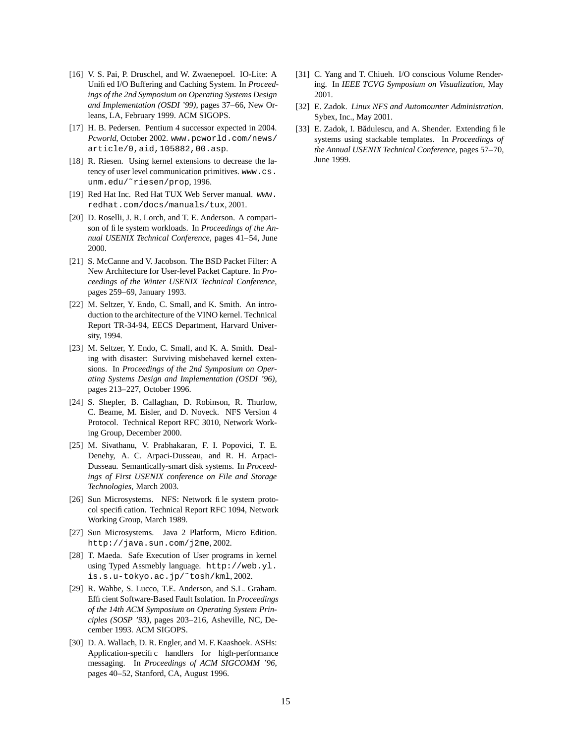[16] V. S. Pai, P. Druschel, and W. Zwaenepoel. IO-Lite: A Unified I/O Buffering and Caching System. In *Proceedings of the 2nd Symposium on Operating Systems Design and Implementation (OSDI '99)*, pages 37–66, New Orleans, LA, February 1999. ACM SIGOPS.

[17] H. B. Pedersen. Pentium 4 successor expected in 2004. *Pcworld*, October 2002. www.pcworld.com/news/article/0,aid,105882,00.asp.

[18] R. Riesen. Using kernel extensions to decrease the latency of user level communication primitives. www.cs.unm.edu/~riesen/prop, 1996.

[19] Red Hat Inc. Red Hat TUX Web Server manual. www.redhat.com/docs/manuals/tux, 2001.

[20] D. Roselli, J. R. Lorch, and T. E. Anderson. A comparison of file system workloads. In *Proceedings of the Annual USENIX Technical Conference*, pages 41–54, June 2000.

[21] S. McCanne and V. Jacobson. The BSD Packet Filter: A New Architecture for User-level Packet Capture. In *Proceedings of the Winter USENIX Technical Conference*, pages 259–69, January 1993.

[22] M. Seltzer, Y. Endo, C. Small, and K. Smith. An introduction to the architecture of the VINO kernel. Technical Report TR-34-94, EECS Department, Harvard University, 1994.

[23] M. Seltzer, Y. Endo, C. Small, and K. A. Smith. Dealing with disaster: Surviving misbehaved kernel extensions. In *Proceedings of the 2nd Symposium on Operating Systems Design and Implementation (OSDI '96)*, pages 213–227, October 1996.

[24] S. Shepler, B. Callaghan, D. Robinson, R. Thurlow, C. Beame, M. Eisler, and D. Noveck. NFS Version 4 Protocol. Technical Report RFC 3010, Network Working Group, December 2000.

[25] M. Sivathanu, V. Prabhakaran, F. I. Popovici, T. E. Denehy, A. C. Arpaci-Dusseau, and R. H. Arpaci-Dusseau. Semantically-smart disk systems. In *Proceedings of First USENIX conference on File and Storage Technologies*, March 2003.

[26] Sun Microsystems. NFS: Network file system protocol specification. Technical Report RFC 1094, Network Working Group, March 1989.

[27] Sun Microsystems. Java 2 Platform, Micro Edition. http://java.sun.com/j2me, 2002.

[28] T. Maeda. Safe Execution of User programs in kernel using Typed Assmebly language. http://web.yl.is.s.u-tokyo.ac.jp/~tosh/kml, 2002.

[29] R. Wahbe, S. Lucco, T.E. Anderson, and S.L. Graham. Efficient Software-Based Fault Isolation. In *Proceedings of the 14th ACM Symposium on Operating System Principles (SOSP '93)*, pages 203–216, Asheville, NC, December 1993. ACM SIGOPS.

[30] D. A. Wallach, D. R. Engler, and M. F. Kaashoek. ASHs: Application-specific handlers for high-performance messaging. In *Proceedings of ACM SIGCOMM '96*, pages 40–52, Stanford, CA, August 1996.

[31] C. Yang and T. Chiueh. I/O conscious Volume Rendering. In *IEEE TCVG Symposium on Visualization*, May 2001.

[32] E. Zadok. *Linux NFS and Automounter Administration*. Sybex, Inc., May 2001.

[33] E. Zadok, I. Bădulescu, and A. Shender. Extending file systems using stackable templates. In *Proceedings of the Annual USENIX Technical Conference*, pages 57–70, June 1999.